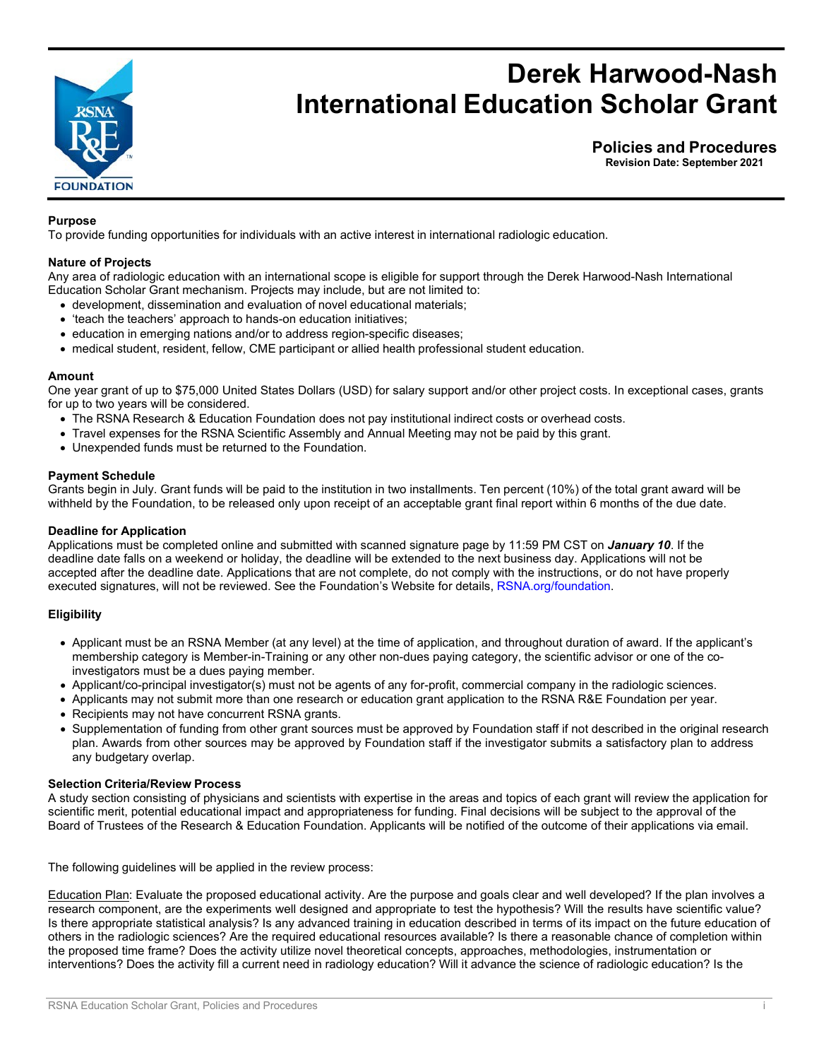# Derek Harwood-Nash International Education Scholar Grant

## Policies and Procedures

**Revision Date: September 2021**

### Purpose

To provide funding opportunities for individuals with an active interest in international radiologic education.

### Nature of Projects

Any area of radiologic education with an international scope is eligible for support through the Derek Harwood-Nash International Education Scholar Grant mechanism. Projects may include, but are not limited to:

- development, dissemination and evaluation of novel educational materials;
- 'teach the teachers' approach to hands-on education initiatives;
- education in emerging nations and/or to address region-specific diseases;
- medical student, resident, fellow, CME participant or allied health professional student education.

### Amount

One year grant of up to $75,000 United States Dollars (USD) for salary support and/or other project costs. In exceptional cases, grants for up to two years will be considered.

- The RSNA Research & Education Foundation does not pay institutional indirect costs or overhead costs.
- Travel expenses for the RSNA Scientific Assembly and Annual Meeting may not be paid by this grant.
- Unexpended funds must be returned to the Foundation.

### Payment Schedule

Grants begin in July. Grant funds will be paid to the institution in two installments. Ten percent (10%) of the total grant award will be withheld by the Foundation, to be released only upon receipt of an acceptable grant final report within 6 months of the due date.

### Deadline for Application

Applications must be completed online and submitted with scanned signature page by 11:59 PM CST on ***January 10***. If the deadline date falls on a weekend or holiday, the deadline will be extended to the next business day. Applications will not be accepted after the deadline date. Applications that are not complete, do not comply with the instructions, or do not have properly executed signatures, will not be reviewed. See the Foundation's Website for details, RSNA.org/foundation.

### Eligibility

- Applicant must be an RSNA Member (at any level) at the time of application, and throughout duration of award. If the applicant's membership category is Member-in-Training or any other non-dues paying category, the scientific advisor or one of the co-investigators must be a dues paying member.
- Applicant/co-principal investigator(s) must not be agents of any for-profit, commercial company in the radiologic sciences.
- Applicants may not submit more than one research or education grant application to the RSNA R&E Foundation per year.
- Recipients may not have concurrent RSNA grants.
- Supplementation of funding from other grant sources must be approved by Foundation staff if not described in the original research plan. Awards from other sources may be approved by Foundation staff if the investigator submits a satisfactory plan to address any budgetary overlap.

### Selection Criteria/Review Process

A study section consisting of physicians and scientists with expertise in the areas and topics of each grant will review the application for scientific merit, potential educational impact and appropriateness for funding. Final decisions will be subject to the approval of the Board of Trustees of the Research & Education Foundation. Applicants will be notified of the outcome of their applications via email.

The following guidelines will be applied in the review process:

Education Plan: Evaluate the proposed educational activity. Are the purpose and goals clear and well developed? If the plan involves a research component, are the experiments well designed and appropriate to test the hypothesis? Will the results have scientific value? Is there appropriate statistical analysis? Is any advanced training in education described in terms of its impact on the future education of others in the radiologic sciences? Are the required educational resources available? Is there a reasonable chance of completion within the proposed time frame? Does the activity utilize novel theoretical concepts, approaches, methodologies, instrumentation or interventions? Does the activity fill a current need in radiology education? Will it advance the science of radiologic education? Is the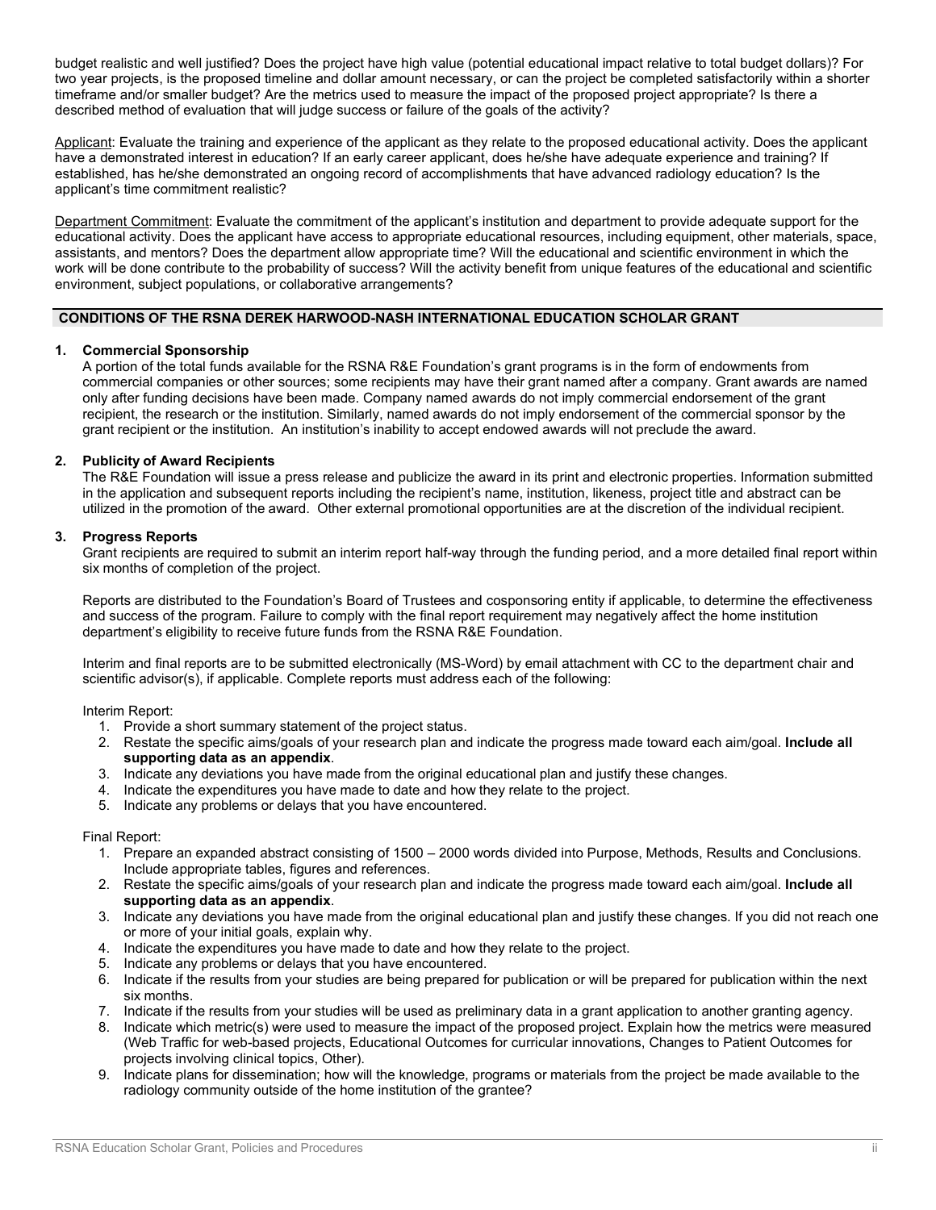budget realistic and well justified? Does the project have high value (potential educational impact relative to total budget dollars)? For two year projects, is the proposed timeline and dollar amount necessary, or can the project be completed satisfactorily within a shorter timeframe and/or smaller budget? Are the metrics used to measure the impact of the proposed project appropriate? Is there a described method of evaluation that will judge success or failure of the goals of the activity?

Applicant: Evaluate the training and experience of the applicant as they relate to the proposed educational activity. Does the applicant have a demonstrated interest in education? If an early career applicant, does he/she have adequate experience and training? If established, has he/she demonstrated an ongoing record of accomplishments that have advanced radiology education? Is the applicant's time commitment realistic?

Department Commitment: Evaluate the commitment of the applicant's institution and department to provide adequate support for the educational activity. Does the applicant have access to appropriate educational resources, including equipment, other materials, space, assistants, and mentors? Does the department allow appropriate time? Will the educational and scientific environment in which the work will be done contribute to the probability of success? Will the activity benefit from unique features of the educational and scientific environment, subject populations, or collaborative arrangements?

## CONDITIONS OF THE RSNA DEREK HARWOOD-NASH INTERNATIONAL EDUCATION SCHOLAR GRANT

### 1. Commercial Sponsorship

A portion of the total funds available for the RSNA R&E Foundation's grant programs is in the form of endowments from commercial companies or other sources; some recipients may have their grant named after a company. Grant awards are named only after funding decisions have been made. Company named awards do not imply commercial endorsement of the grant recipient, the research or the institution. Similarly, named awards do not imply endorsement of the commercial sponsor by the grant recipient or the institution. An institution's inability to accept endowed awards will not preclude the award.

### 2. Publicity of Award Recipients

The R&E Foundation will issue a press release and publicize the award in its print and electronic properties. Information submitted in the application and subsequent reports including the recipient's name, institution, likeness, project title and abstract can be utilized in the promotion of the award. Other external promotional opportunities are at the discretion of the individual recipient.

### 3. Progress Reports

Grant recipients are required to submit an interim report half-way through the funding period, and a more detailed final report within six months of completion of the project.

Reports are distributed to the Foundation's Board of Trustees and cosponsoring entity if applicable, to determine the effectiveness and success of the program. Failure to comply with the final report requirement may negatively affect the home institution department's eligibility to receive future funds from the RSNA R&E Foundation.

Interim and final reports are to be submitted electronically (MS-Word) by email attachment with CC to the department chair and scientific advisor(s), if applicable. Complete reports must address each of the following:

Interim Report:

1. Provide a short summary statement of the project status.
2. Restate the specific aims/goals of your research plan and indicate the progress made toward each aim/goal. **Include all supporting data as an appendix**.
3. Indicate any deviations you have made from the original educational plan and justify these changes.
4. Indicate the expenditures you have made to date and how they relate to the project.
5. Indicate any problems or delays that you have encountered.

Final Report:

1. Prepare an expanded abstract consisting of 1500 – 2000 words divided into Purpose, Methods, Results and Conclusions. Include appropriate tables, figures and references.
2. Restate the specific aims/goals of your research plan and indicate the progress made toward each aim/goal. **Include all supporting data as an appendix**.
3. Indicate any deviations you have made from the original educational plan and justify these changes. If you did not reach one or more of your initial goals, explain why.
4. Indicate the expenditures you have made to date and how they relate to the project.
5. Indicate any problems or delays that you have encountered.
6. Indicate if the results from your studies are being prepared for publication or will be prepared for publication within the next six months.
7. Indicate if the results from your studies will be used as preliminary data in a grant application to another granting agency.
8. Indicate which metric(s) were used to measure the impact of the proposed project. Explain how the metrics were measured (Web Traffic for web-based projects, Educational Outcomes for curricular innovations, Changes to Patient Outcomes for projects involving clinical topics, Other).
9. Indicate plans for dissemination; how will the knowledge, programs or materials from the project be made available to the radiology community outside of the home institution of the grantee?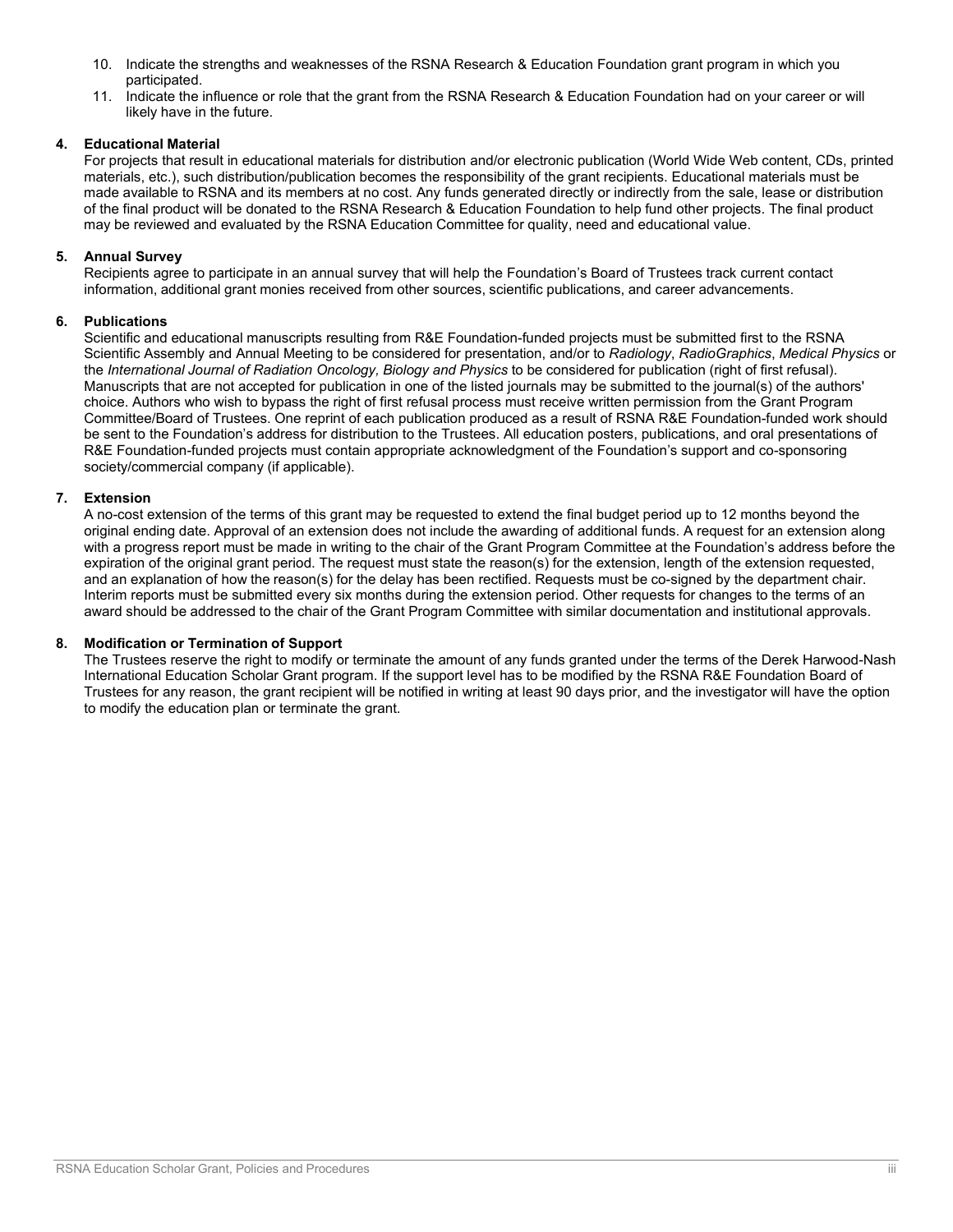10. Indicate the strengths and weaknesses of the RSNA Research & Education Foundation grant program in which you participated.
11. Indicate the influence or role that the grant from the RSNA Research & Education Foundation had on your career or will likely have in the future.

**4. Educational Material**

For projects that result in educational materials for distribution and/or electronic publication (World Wide Web content, CDs, printed materials, etc.), such distribution/publication becomes the responsibility of the grant recipients. Educational materials must be made available to RSNA and its members at no cost. Any funds generated directly or indirectly from the sale, lease or distribution of the final product will be donated to the RSNA Research & Education Foundation to help fund other projects. The final product may be reviewed and evaluated by the RSNA Education Committee for quality, need and educational value.

**5. Annual Survey**

Recipients agree to participate in an annual survey that will help the Foundation's Board of Trustees track current contact information, additional grant monies received from other sources, scientific publications, and career advancements.

**6. Publications**

Scientific and educational manuscripts resulting from R&E Foundation-funded projects must be submitted first to the RSNA Scientific Assembly and Annual Meeting to be considered for presentation, and/or to *Radiology*, *RadioGraphics*, *Medical Physics* or the *International Journal of Radiation Oncology, Biology and Physics* to be considered for publication (right of first refusal). Manuscripts that are not accepted for publication in one of the listed journals may be submitted to the journal(s) of the authors' choice. Authors who wish to bypass the right of first refusal process must receive written permission from the Grant Program Committee/Board of Trustees. One reprint of each publication produced as a result of RSNA R&E Foundation-funded work should be sent to the Foundation's address for distribution to the Trustees. All education posters, publications, and oral presentations of R&E Foundation-funded projects must contain appropriate acknowledgment of the Foundation's support and co-sponsoring society/commercial company (if applicable).

**7. Extension**

A no-cost extension of the terms of this grant may be requested to extend the final budget period up to 12 months beyond the original ending date. Approval of an extension does not include the awarding of additional funds. A request for an extension along with a progress report must be made in writing to the chair of the Grant Program Committee at the Foundation's address before the expiration of the original grant period. The request must state the reason(s) for the extension, length of the extension requested, and an explanation of how the reason(s) for the delay has been rectified. Requests must be co-signed by the department chair. Interim reports must be submitted every six months during the extension period. Other requests for changes to the terms of an award should be addressed to the chair of the Grant Program Committee with similar documentation and institutional approvals.

**8. Modification or Termination of Support**

The Trustees reserve the right to modify or terminate the amount of any funds granted under the terms of the Derek Harwood-Nash International Education Scholar Grant program. If the support level has to be modified by the RSNA R&E Foundation Board of Trustees for any reason, the grant recipient will be notified in writing at least 90 days prior, and the investigator will have the option to modify the education plan or terminate the grant.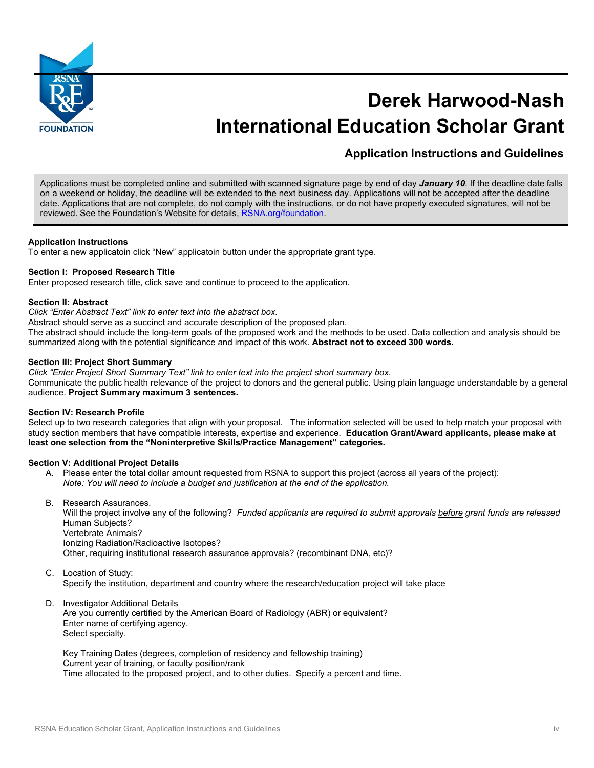# Derek Harwood-Nash International Education Scholar Grant

## Application Instructions and Guidelines

Applications must be completed online and submitted with scanned signature page by end of day ***January 10***. If the deadline date falls on a weekend or holiday, the deadline will be extended to the next business day. Applications will not be accepted after the deadline date. Applications that are not complete, do not comply with the instructions, or do not have properly executed signatures, will not be reviewed. See the Foundation's Website for details, RSNA.org/foundation.

**Application Instructions**
To enter a new applicatoin click "New" applicatoin button under the appropriate grant type.

**Section I: Proposed Research Title**
Enter proposed research title, click save and continue to proceed to the application.

**Section II: Abstract**
*Click "Enter Abstract Text" link to enter text into the abstract box.*
Abstract should serve as a succinct and accurate description of the proposed plan.
The abstract should include the long-term goals of the proposed work and the methods to be used. Data collection and analysis should be summarized along with the potential significance and impact of this work. **Abstract not to exceed 300 words.**

**Section III: Project Short Summary**
*Click "Enter Project Short Summary Text" link to enter text into the project short summary box.*
Communicate the public health relevance of the project to donors and the general public. Using plain language understandable by a general audience. **Project Summary maximum 3 sentences.**

**Section IV: Research Profile**
Select up to two research categories that align with your proposal. The information selected will be used to help match your proposal with study section members that have compatible interests, expertise and experience. **Education Grant/Award applicants, please make at least one selection from the "Noninterpretive Skills/Practice Management" categories.**

**Section V: Additional Project Details**

A. Please enter the total dollar amount requested from RSNA to support this project (across all years of the project):
*Note: You will need to include a budget and justification at the end of the application.*

B. Research Assurances.
Will the project involve any of the following? *Funded applicants are required to submit approvals before grant funds are released*
Human Subjects?
Vertebrate Animals?
Ionizing Radiation/Radioactive Isotopes?
Other, requiring institutional research assurance approvals? (recombinant DNA, etc)?

C. Location of Study:
Specify the institution, department and country where the research/education project will take place

D. Investigator Additional Details
Are you currently certified by the American Board of Radiology (ABR) or equivalent?
Enter name of certifying agency.
Select specialty.

Key Training Dates (degrees, completion of residency and fellowship training)
Current year of training, or faculty position/rank
Time allocated to the proposed project, and to other duties. Specify a percent and time.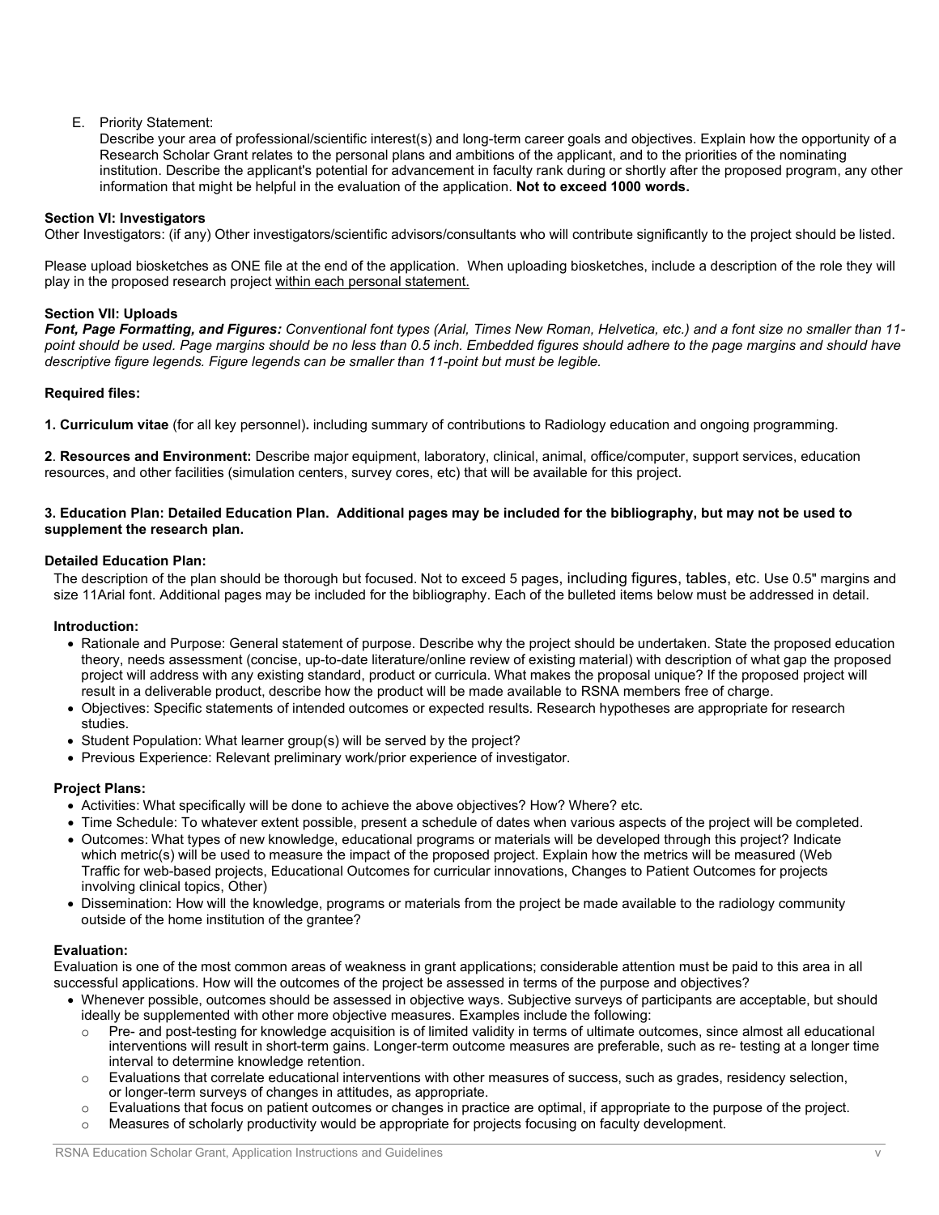E. Priority Statement:

Describe your area of professional/scientific interest(s) and long-term career goals and objectives. Explain how the opportunity of a Research Scholar Grant relates to the personal plans and ambitions of the applicant, and to the priorities of the nominating institution. Describe the applicant's potential for advancement in faculty rank during or shortly after the proposed program, any other information that might be helpful in the evaluation of the application. **Not to exceed 1000 words.**

**Section VI: Investigators**

Other Investigators: (if any) Other investigators/scientific advisors/consultants who will contribute significantly to the project should be listed.

Please upload biosketches as ONE file at the end of the application. When uploading biosketches, include a description of the role they will play in the proposed research project <u>within each personal statement.</u>

**Section VII: Uploads**

***Font, Page Formatting, and Figures:*** *Conventional font types (Arial, Times New Roman, Helvetica, etc.) and a font size no smaller than 11-point should be used. Page margins should be no less than 0.5 inch. Embedded figures should adhere to the page margins and should have descriptive figure legends. Figure legends can be smaller than 11-point but must be legible.*

**Required files:**

**1. Curriculum vitae** (for all key personnel)**.** including summary of contributions to Radiology education and ongoing programming.

**2**. **Resources and Environment:** Describe major equipment, laboratory, clinical, animal, office/computer, support services, education resources, and other facilities (simulation centers, survey cores, etc) that will be available for this project.

**3. Education Plan: Detailed Education Plan. Additional pages may be included for the bibliography, but may not be used to supplement the research plan.**

**Detailed Education Plan:**

The description of the plan should be thorough but focused. Not to exceed 5 pages, including figures, tables, etc. Use 0.5" margins and size 11Arial font. Additional pages may be included for the bibliography. Each of the bulleted items below must be addressed in detail.

**Introduction:**

- Rationale and Purpose: General statement of purpose. Describe why the project should be undertaken. State the proposed education theory, needs assessment (concise, up-to-date literature/online review of existing material) with description of what gap the proposed project will address with any existing standard, product or curricula. What makes the proposal unique? If the proposed project will result in a deliverable product, describe how the product will be made available to RSNA members free of charge.
- Objectives: Specific statements of intended outcomes or expected results. Research hypotheses are appropriate for research studies.
- Student Population: What learner group(s) will be served by the project?
- Previous Experience: Relevant preliminary work/prior experience of investigator.

**Project Plans:**

- Activities: What specifically will be done to achieve the above objectives? How? Where? etc.
- Time Schedule: To whatever extent possible, present a schedule of dates when various aspects of the project will be completed.
- Outcomes: What types of new knowledge, educational programs or materials will be developed through this project? Indicate which metric(s) will be used to measure the impact of the proposed project. Explain how the metrics will be measured (Web Traffic for web-based projects, Educational Outcomes for curricular innovations, Changes to Patient Outcomes for projects involving clinical topics, Other)
- Dissemination: How will the knowledge, programs or materials from the project be made available to the radiology community outside of the home institution of the grantee?

**Evaluation:**

Evaluation is one of the most common areas of weakness in grant applications; considerable attention must be paid to this area in all successful applications. How will the outcomes of the project be assessed in terms of the purpose and objectives?

- Whenever possible, outcomes should be assessed in objective ways. Subjective surveys of participants are acceptable, but should ideally be supplemented with other more objective measures. Examples include the following:
  - Pre- and post-testing for knowledge acquisition is of limited validity in terms of ultimate outcomes, since almost all educational interventions will result in short-term gains. Longer-term outcome measures are preferable, such as re- testing at a longer time interval to determine knowledge retention.
  - Evaluations that correlate educational interventions with other measures of success, such as grades, residency selection, or longer-term surveys of changes in attitudes, as appropriate.
  - Evaluations that focus on patient outcomes or changes in practice are optimal, if appropriate to the purpose of the project.
  - Measures of scholarly productivity would be appropriate for projects focusing on faculty development.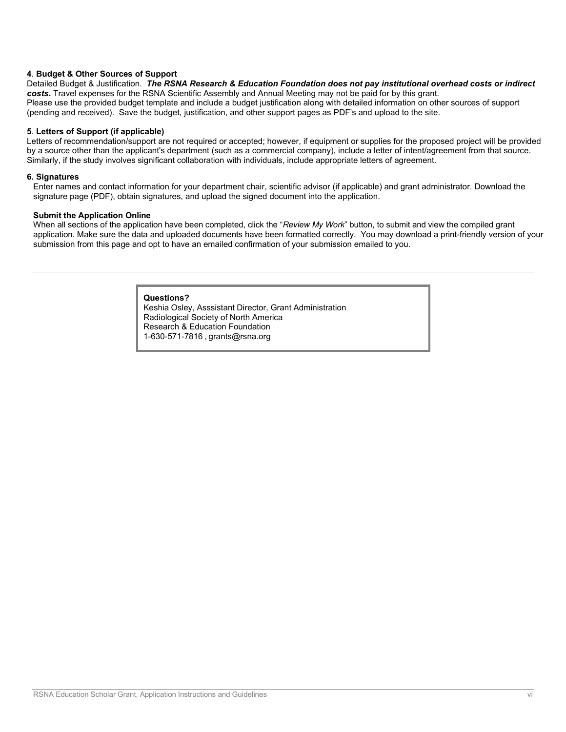**4**. **Budget & Other Sources of Support**

Detailed Budget & Justification. ***The RSNA Research & Education Foundation does not pay institutional overhead costs or indirect costs.*** Travel expenses for the RSNA Scientific Assembly and Annual Meeting may not be paid for by this grant.
Please use the provided budget template and include a budget justification along with detailed information on other sources of support (pending and received). Save the budget, justification, and other support pages as PDF's and upload to the site.

**5**. **Letters of Support (if applicable)**

Letters of recommendation/support are not required or accepted; however, if equipment or supplies for the proposed project will be provided by a source other than the applicant's department (such as a commercial company), include a letter of intent/agreement from that source. Similarly, if the study involves significant collaboration with individuals, include appropriate letters of agreement.

**6. Signatures**

Enter names and contact information for your department chair, scientific advisor (if applicable) and grant administrator. Download the signature page (PDF), obtain signatures, and upload the signed document into the application.

**Submit the Application Online**

When all sections of the application have been completed, click the "*Review My Work*" button, to submit and view the compiled grant application. Make sure the data and uploaded documents have been formatted correctly. You may download a print-friendly version of your submission from this page and opt to have an emailed confirmation of your submission emailed to you.

---

**Questions?**
Keshia Osley, Asssistant Director, Grant Administration
Radiological Society of North America
Research & Education Foundation
1-630-571-7816 , grants@rsna.org